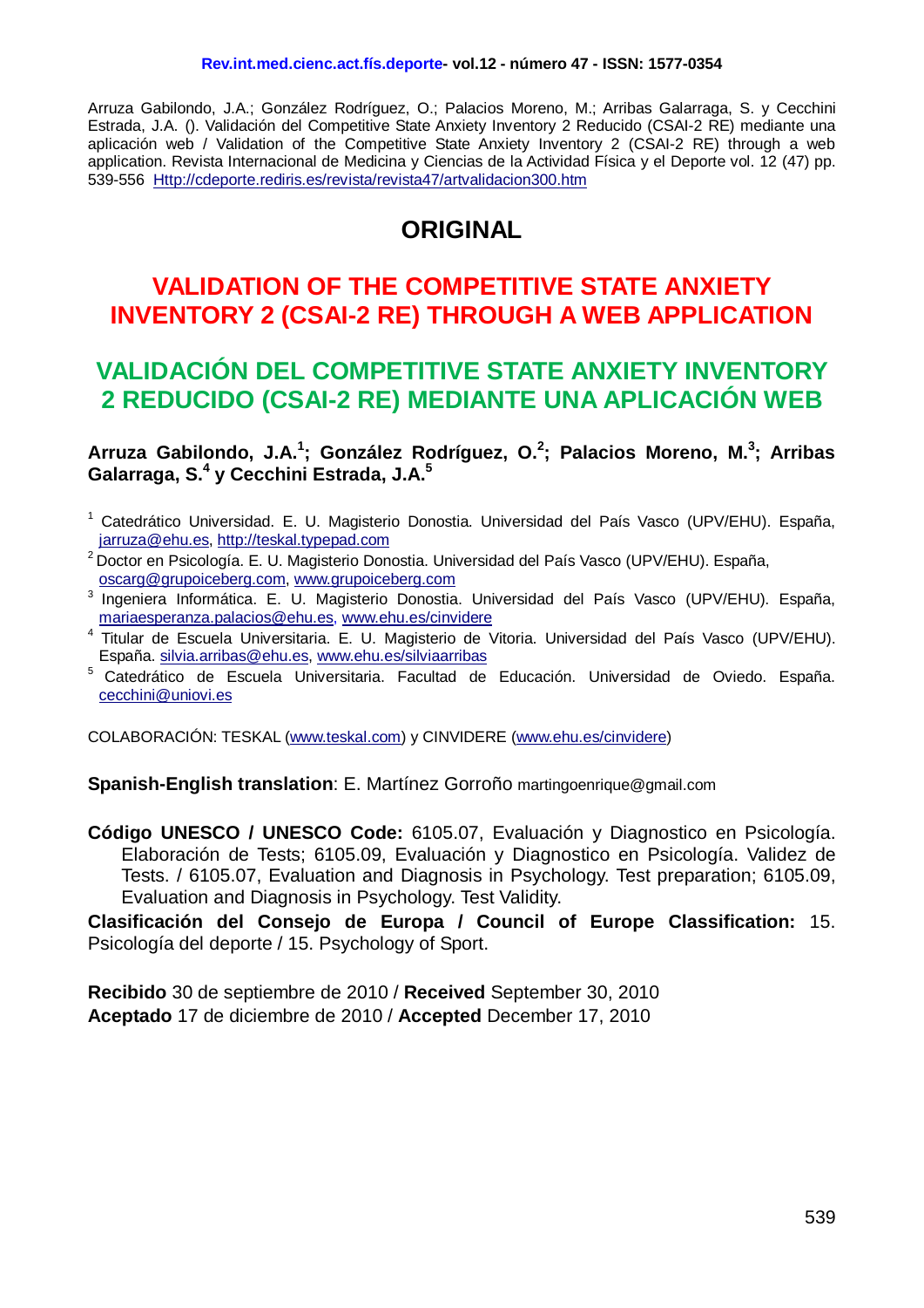Arruza Gabilondo, J.A.; González Rodríguez, O.; Palacios Moreno, M.; Arribas Galarraga, S. y Cecchini Estrada, J.A. (). Validación del Competitive State Anxiety Inventory 2 Reducido (CSAI-2 RE) mediante una aplicación web / Validation of the Competitive State Anxiety Inventory 2 (CSAI-2 RE) through a web application. Revista Internacional de Medicina y Ciencias de la Actividad Física y el Deporte vol. 12 (47) pp. 539-556 Http://cdeporte.rediris.es/revista/revista47/artvalidacion300.htm

## ORIGINAL

# VALIDATION OF THE COMPETITIVE STATE ANXIETY INVENTORY 2 (CSAI-2 RE) THROUGH A WEB APPLICATION

# VALIDACIÓN DEL COMPETITIVE STATE ANXIETY INVENTORY 2 REDUCIDO (CSAI-2 RE) MEDIANTE UNA APLICACIÓN WEB

**Arruza Gabilondo, J.A.[1]; González Rodríguez, O.[2]; Palacios Moreno, M.[3]; Arribas Galarraga, S.[4] y Cecchini Estrada, J.A.[5]**

[1] Catedrático Universidad. E. U. Magisterio Donostia. Universidad del País Vasco (UPV/EHU). España, jarruza@ehu.es, http://teskal.typepad.com

[2] Doctor en Psicología. E. U. Magisterio Donostia. Universidad del País Vasco (UPV/EHU). España, oscarg@grupoiceberg.com, www.grupoiceberg.com

[3] Ingeniera Informática. E. U. Magisterio Donostia. Universidad del País Vasco (UPV/EHU). España, mariaesperanza.palacios@ehu.es, www.ehu.es/cinvidere

[4] Titular de Escuela Universitaria. E. U. Magisterio de Vitoria. Universidad del País Vasco (UPV/EHU). España. silvia.arribas@ehu.es, www.ehu.es/silviaarribas

[5] Catedrático de Escuela Universitaria. Facultad de Educación. Universidad de Oviedo. España. cecchini@uniovi.es

COLABORACIÓN: TESKAL (www.teskal.com) y CINVIDERE (www.ehu.es/cinvidere)

**Spanish-English translation**: E. Martínez Gorroño martingoenrique@gmail.com

**Código UNESCO / UNESCO Code:** 6105.07, Evaluación y Diagnostico en Psicología. Elaboración de Tests; 6105.09, Evaluación y Diagnostico en Psicología. Validez de Tests. / 6105.07, Evaluation and Diagnosis in Psychology. Test preparation; 6105.09, Evaluation and Diagnosis in Psychology. Test Validity.

**Clasificación del Consejo de Europa / Council of Europe Classification:** 15. Psicología del deporte / 15. Psychology of Sport.

**Recibido** 30 de septiembre de 2010 / **Received** September 30, 2010
**Aceptado** 17 de diciembre de 2010 / **Accepted** December 17, 2010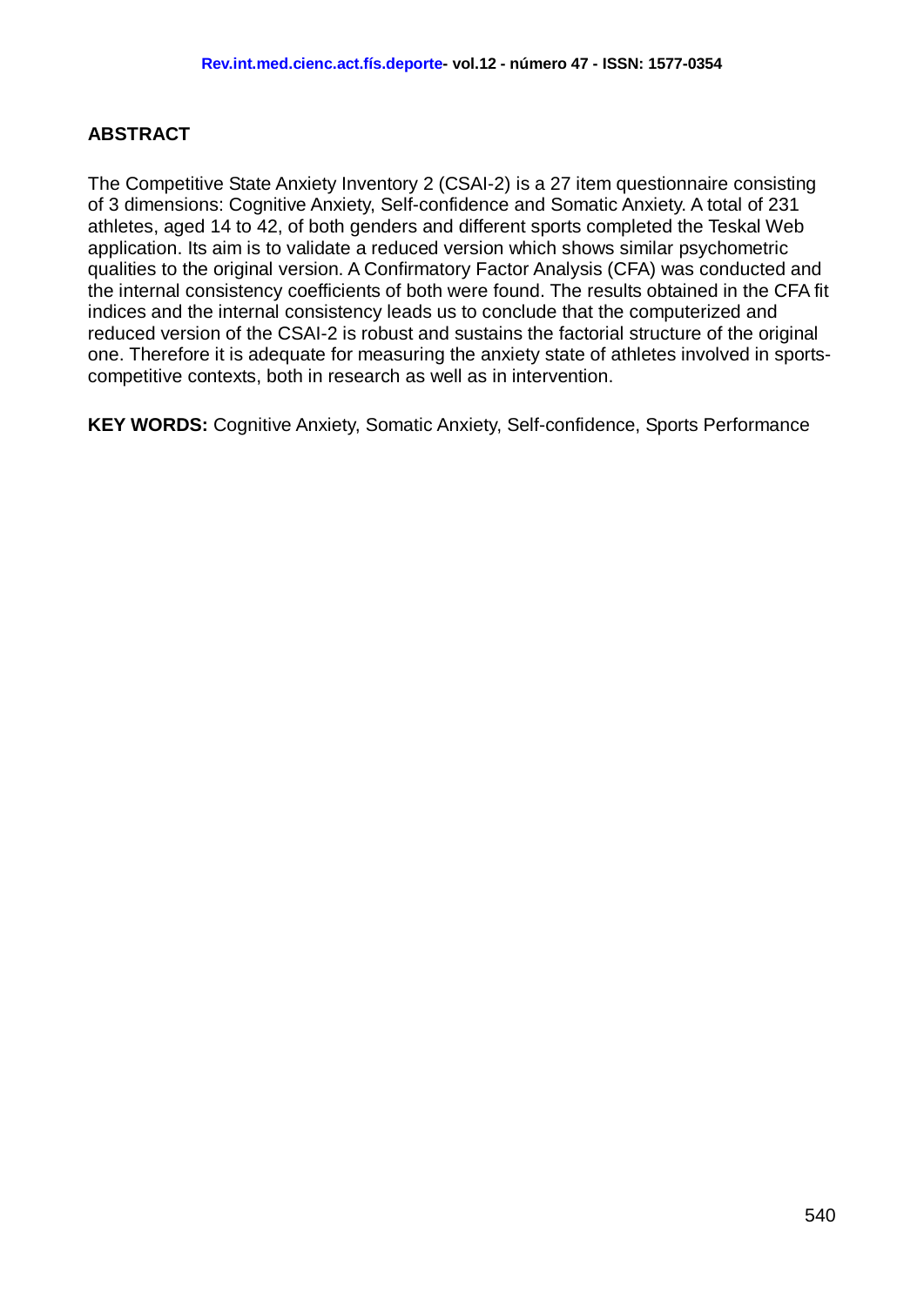## ABSTRACT

The Competitive State Anxiety Inventory 2 (CSAI-2) is a 27 item questionnaire consisting of 3 dimensions: Cognitive Anxiety, Self-confidence and Somatic Anxiety. A total of 231 athletes, aged 14 to 42, of both genders and different sports completed the Teskal Web application. Its aim is to validate a reduced version which shows similar psychometric qualities to the original version. A Confirmatory Factor Analysis (CFA) was conducted and the internal consistency coefficients of both were found. The results obtained in the CFA fit indices and the internal consistency leads us to conclude that the computerized and reduced version of the CSAI-2 is robust and sustains the factorial structure of the original one. Therefore it is adequate for measuring the anxiety state of athletes involved in sports-competitive contexts, both in research as well as in intervention.

**KEY WORDS:** Cognitive Anxiety, Somatic Anxiety, Self-confidence, Sports Performance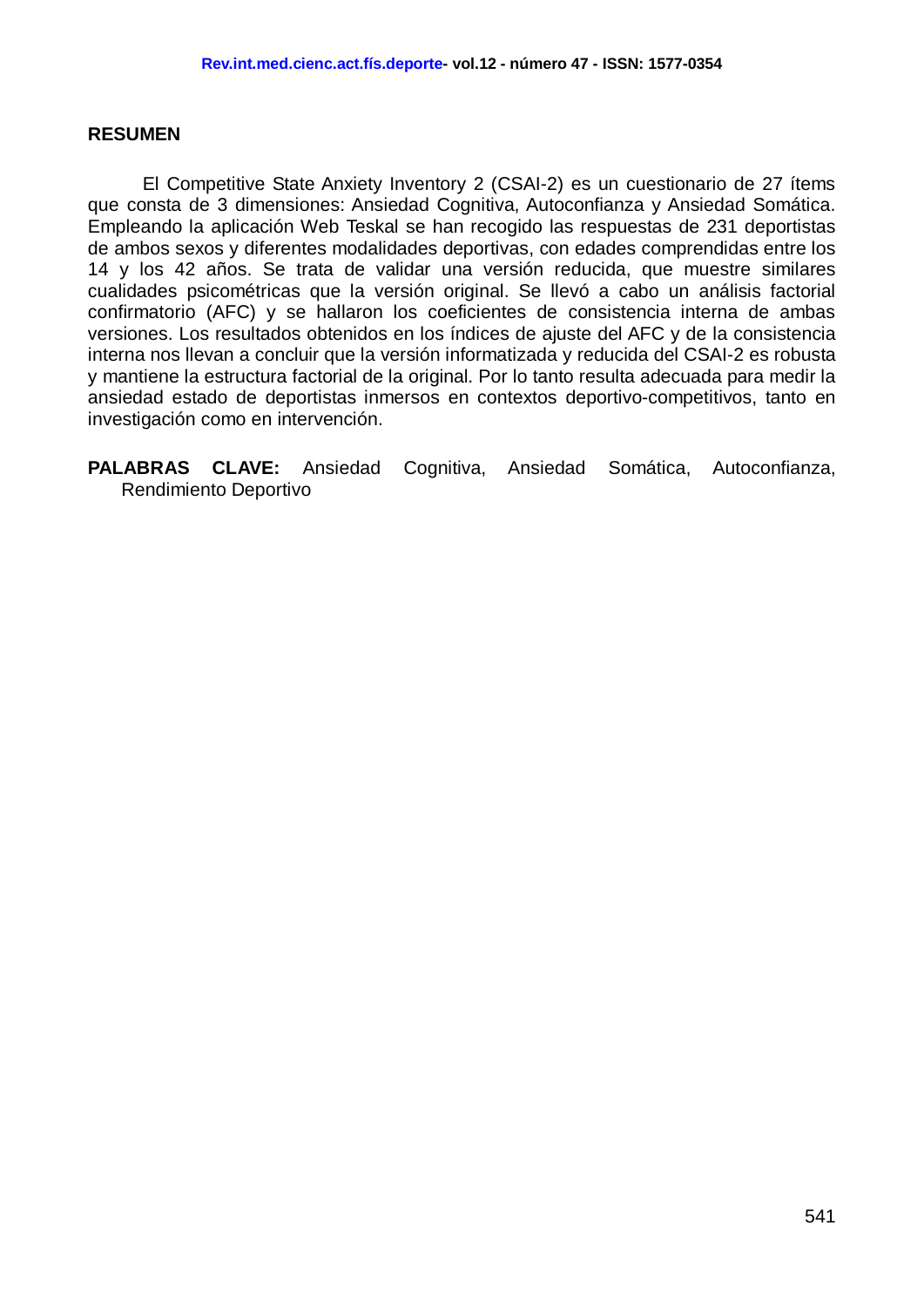## RESUMEN

El Competitive State Anxiety Inventory 2 (CSAI-2) es un cuestionario de 27 ítems que consta de 3 dimensiones: Ansiedad Cognitiva, Autoconfianza y Ansiedad Somática. Empleando la aplicación Web Teskal se han recogido las respuestas de 231 deportistas de ambos sexos y diferentes modalidades deportivas, con edades comprendidas entre los 14 y los 42 años. Se trata de validar una versión reducida, que muestre similares cualidades psicométricas que la versión original. Se llevó a cabo un análisis factorial confirmatorio (AFC) y se hallaron los coeficientes de consistencia interna de ambas versiones. Los resultados obtenidos en los índices de ajuste del AFC y de la consistencia interna nos llevan a concluir que la versión informatizada y reducida del CSAI-2 es robusta y mantiene la estructura factorial de la original. Por lo tanto resulta adecuada para medir la ansiedad estado de deportistas inmersos en contextos deportivo-competitivos, tanto en investigación como en intervención.

**PALABRAS CLAVE:** Ansiedad Cognitiva, Ansiedad Somática, Autoconfianza, Rendimiento Deportivo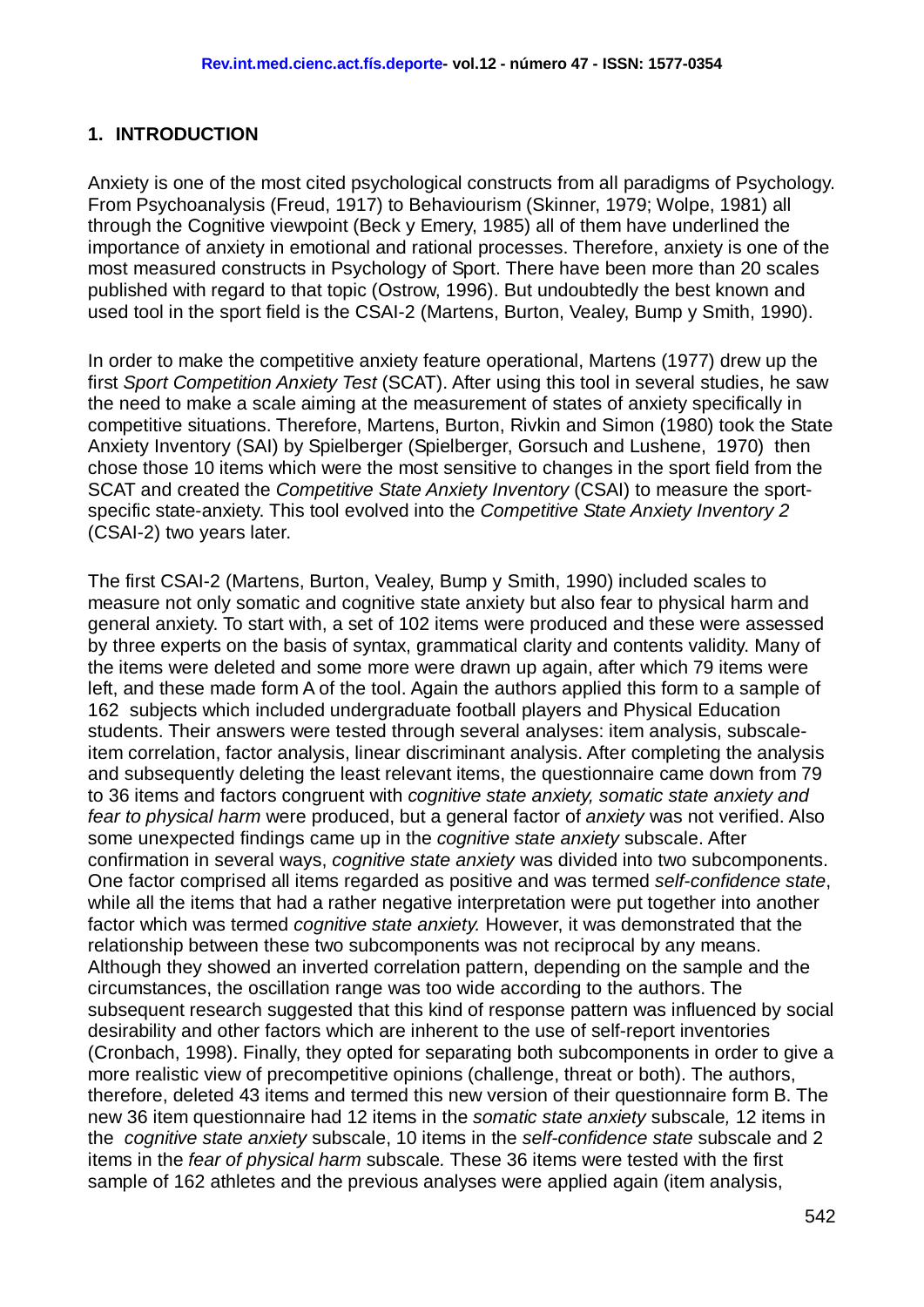## 1. INTRODUCTION

Anxiety is one of the most cited psychological constructs from all paradigms of Psychology. From Psychoanalysis (Freud, 1917) to Behaviourism (Skinner, 1979; Wolpe, 1981) all through the Cognitive viewpoint (Beck y Emery, 1985) all of them have underlined the importance of anxiety in emotional and rational processes. Therefore, anxiety is one of the most measured constructs in Psychology of Sport. There have been more than 20 scales published with regard to that topic (Ostrow, 1996). But undoubtedly the best known and used tool in the sport field is the CSAI-2 (Martens, Burton, Vealey, Bump y Smith, 1990).

In order to make the competitive anxiety feature operational, Martens (1977) drew up the first *Sport Competition Anxiety Test* (SCAT). After using this tool in several studies, he saw the need to make a scale aiming at the measurement of states of anxiety specifically in competitive situations. Therefore, Martens, Burton, Rivkin and Simon (1980) took the State Anxiety Inventory (SAI) by Spielberger (Spielberger, Gorsuch and Lushene, 1970) then chose those 10 items which were the most sensitive to changes in the sport field from the SCAT and created the *Competitive State Anxiety Inventory* (CSAI) to measure the sport-specific state-anxiety. This tool evolved into the *Competitive State Anxiety Inventory 2* (CSAI-2) two years later.

The first CSAI-2 (Martens, Burton, Vealey, Bump y Smith, 1990) included scales to measure not only somatic and cognitive state anxiety but also fear to physical harm and general anxiety. To start with, a set of 102 items were produced and these were assessed by three experts on the basis of syntax, grammatical clarity and contents validity. Many of the items were deleted and some more were drawn up again, after which 79 items were left, and these made form A of the tool. Again the authors applied this form to a sample of 162 subjects which included undergraduate football players and Physical Education students. Their answers were tested through several analyses: item analysis, subscale-item correlation, factor analysis, linear discriminant analysis. After completing the analysis and subsequently deleting the least relevant items, the questionnaire came down from 79 to 36 items and factors congruent with *cognitive state anxiety, somatic state anxiety and fear to physical harm* were produced, but a general factor of *anxiety* was not verified. Also some unexpected findings came up in the *cognitive state anxiety* subscale. After confirmation in several ways, *cognitive state anxiety* was divided into two subcomponents. One factor comprised all items regarded as positive and was termed *self-confidence state*, while all the items that had a rather negative interpretation were put together into another factor which was termed *cognitive state anxiety.* However, it was demonstrated that the relationship between these two subcomponents was not reciprocal by any means. Although they showed an inverted correlation pattern, depending on the sample and the circumstances, the oscillation range was too wide according to the authors. The subsequent research suggested that this kind of response pattern was influenced by social desirability and other factors which are inherent to the use of self-report inventories (Cronbach, 1998). Finally, they opted for separating both subcomponents in order to give a more realistic view of precompetitive opinions (challenge, threat or both). The authors, therefore, deleted 43 items and termed this new version of their questionnaire form B. The new 36 item questionnaire had 12 items in the *somatic state anxiety* subscale, 12 items in the *cognitive state anxiety* subscale, 10 items in the *self-confidence state* subscale and 2 items in the *fear of physical harm* subscale. These 36 items were tested with the first sample of 162 athletes and the previous analyses were applied again (item analysis,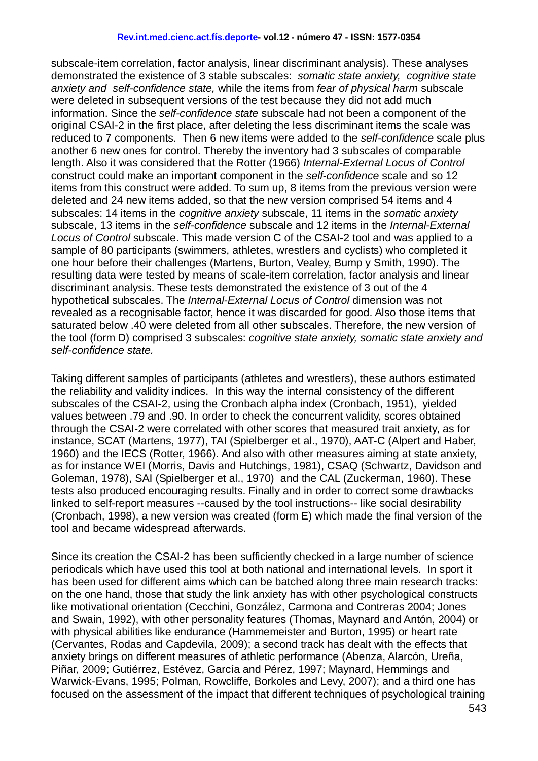subscale-item correlation, factor analysis, linear discriminant analysis). These analyses demonstrated the existence of 3 stable subscales: *somatic state anxiety, cognitive state anxiety and self-confidence state,* while the items from *fear of physical harm* subscale were deleted in subsequent versions of the test because they did not add much information. Since the *self-confidence state* subscale had not been a component of the original CSAI-2 in the first place, after deleting the less discriminant items the scale was reduced to 7 components. Then 6 new items were added to the *self-confidence* scale plus another 6 new ones for control. Thereby the inventory had 3 subscales of comparable length. Also it was considered that the Rotter (1966) *Internal-External Locus of Control* construct could make an important component in the *self-confidence* scale and so 12 items from this construct were added. To sum up, 8 items from the previous version were deleted and 24 new items added, so that the new version comprised 54 items and 4 subscales: 14 items in the *cognitive anxiety* subscale, 11 items in the *somatic anxiety* subscale, 13 items in the *self-confidence* subscale and 12 items in the *Internal-External Locus of Control* subscale. This made version C of the CSAI-2 tool and was applied to a sample of 80 participants (swimmers, athletes, wrestlers and cyclists) who completed it one hour before their challenges (Martens, Burton, Vealey, Bump y Smith, 1990). The resulting data were tested by means of scale-item correlation, factor analysis and linear discriminant analysis. These tests demonstrated the existence of 3 out of the 4 hypothetical subscales. The *Internal-External Locus of Control* dimension was not revealed as a recognisable factor, hence it was discarded for good. Also those items that saturated below .40 were deleted from all other subscales. Therefore, the new version of the tool (form D) comprised 3 subscales: *cognitive state anxiety, somatic state anxiety and self-confidence state.*

Taking different samples of participants (athletes and wrestlers), these authors estimated the reliability and validity indices. In this way the internal consistency of the different subscales of the CSAI-2, using the Cronbach alpha index (Cronbach, 1951), yielded values between .79 and .90. In order to check the concurrent validity, scores obtained through the CSAI-2 were correlated with other scores that measured trait anxiety, as for instance, SCAT (Martens, 1977), TAI (Spielberger et al., 1970), AAT-C (Alpert and Haber, 1960) and the IECS (Rotter, 1966). And also with other measures aiming at state anxiety, as for instance WEI (Morris, Davis and Hutchings, 1981), CSAQ (Schwartz, Davidson and Goleman, 1978), SAI (Spielberger et al., 1970) and the CAL (Zuckerman, 1960). These tests also produced encouraging results. Finally and in order to correct some drawbacks linked to self-report measures --caused by the tool instructions-- like social desirability (Cronbach, 1998), a new version was created (form E) which made the final version of the tool and became widespread afterwards.

Since its creation the CSAI-2 has been sufficiently checked in a large number of science periodicals which have used this tool at both national and international levels. In sport it has been used for different aims which can be batched along three main research tracks: on the one hand, those that study the link anxiety has with other psychological constructs like motivational orientation (Cecchini, González, Carmona and Contreras 2004; Jones and Swain, 1992), with other personality features (Thomas, Maynard and Antón, 2004) or with physical abilities like endurance (Hammemeister and Burton, 1995) or heart rate (Cervantes, Rodas and Capdevila, 2009); a second track has dealt with the effects that anxiety brings on different measures of athletic performance (Abenza, Alarcón, Ureña, Piñar, 2009; Gutiérrez, Estévez, García and Pérez, 1997; Maynard, Hemmings and Warwick-Evans, 1995; Polman, Rowcliffe, Borkoles and Levy, 2007); and a third one has focused on the assessment of the impact that different techniques of psychological training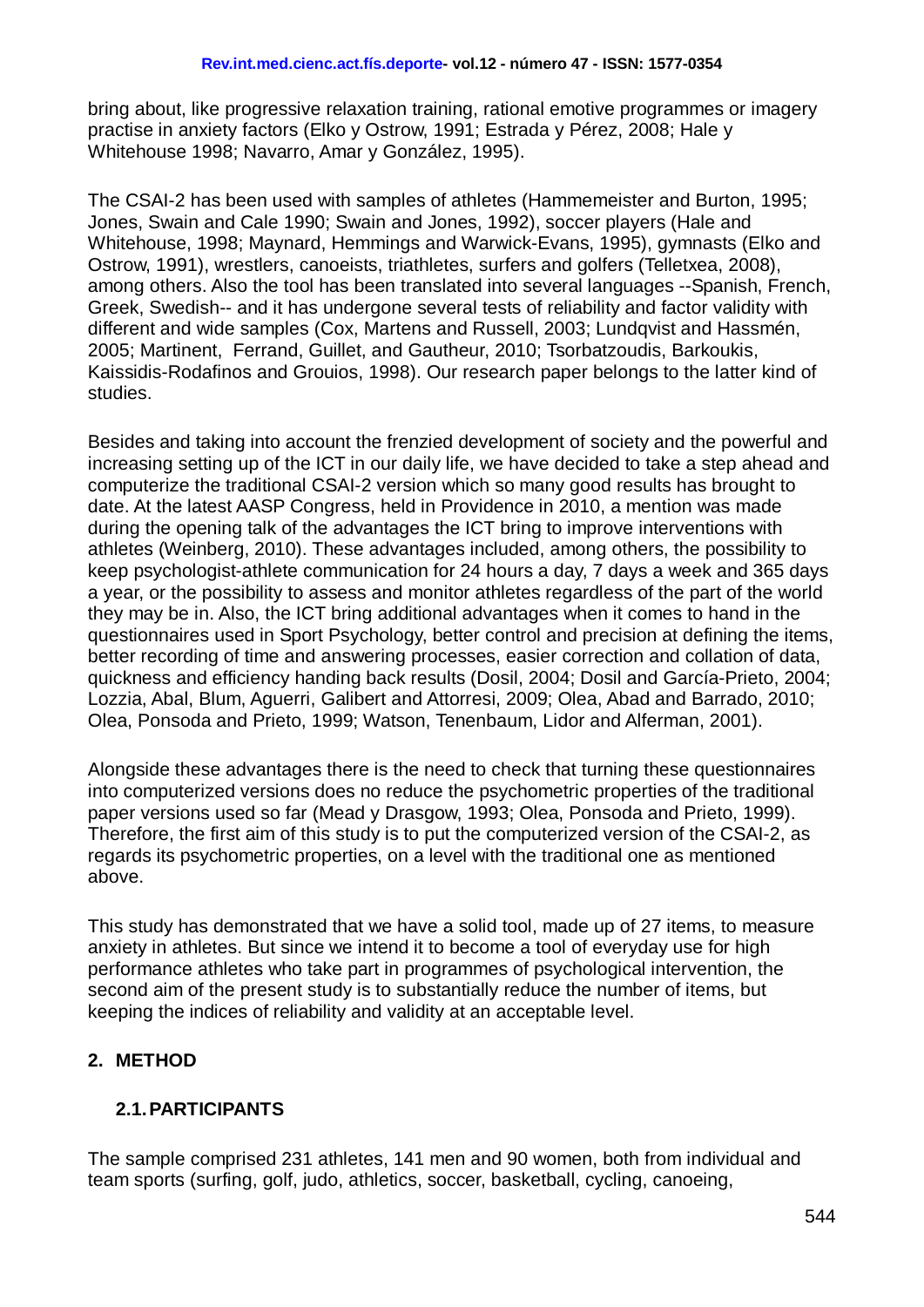bring about, like progressive relaxation training, rational emotive programmes or imagery practise in anxiety factors (Elko y Ostrow, 1991; Estrada y Pérez, 2008; Hale y Whitehouse 1998; Navarro, Amar y González, 1995).

The CSAI-2 has been used with samples of athletes (Hammemeister and Burton, 1995; Jones, Swain and Cale 1990; Swain and Jones, 1992), soccer players (Hale and Whitehouse, 1998; Maynard, Hemmings and Warwick-Evans, 1995), gymnasts (Elko and Ostrow, 1991), wrestlers, canoeists, triathletes, surfers and golfers (Telletxea, 2008), among others. Also the tool has been translated into several languages --Spanish, French, Greek, Swedish-- and it has undergone several tests of reliability and factor validity with different and wide samples (Cox, Martens and Russell, 2003; Lundqvist and Hassmén, 2005; Martinent, Ferrand, Guillet, and Gautheur, 2010; Tsorbatzoudis, Barkoukis, Kaissidis-Rodafinos and Grouios, 1998). Our research paper belongs to the latter kind of studies.

Besides and taking into account the frenzied development of society and the powerful and increasing setting up of the ICT in our daily life, we have decided to take a step ahead and computerize the traditional CSAI-2 version which so many good results has brought to date. At the latest AASP Congress, held in Providence in 2010, a mention was made during the opening talk of the advantages the ICT bring to improve interventions with athletes (Weinberg, 2010). These advantages included, among others, the possibility to keep psychologist-athlete communication for 24 hours a day, 7 days a week and 365 days a year, or the possibility to assess and monitor athletes regardless of the part of the world they may be in. Also, the ICT bring additional advantages when it comes to hand in the questionnaires used in Sport Psychology, better control and precision at defining the items, better recording of time and answering processes, easier correction and collation of data, quickness and efficiency handing back results (Dosil, 2004; Dosil and García-Prieto, 2004; Lozzia, Abal, Blum, Aguerri, Galibert and Attorresi, 2009; Olea, Abad and Barrado, 2010; Olea, Ponsoda and Prieto, 1999; Watson, Tenenbaum, Lidor and Alferman, 2001).

Alongside these advantages there is the need to check that turning these questionnaires into computerized versions does no reduce the psychometric properties of the traditional paper versions used so far (Mead y Drasgow, 1993; Olea, Ponsoda and Prieto, 1999). Therefore, the first aim of this study is to put the computerized version of the CSAI-2, as regards its psychometric properties, on a level with the traditional one as mentioned above.

This study has demonstrated that we have a solid tool, made up of 27 items, to measure anxiety in athletes. But since we intend it to become a tool of everyday use for high performance athletes who take part in programmes of psychological intervention, the second aim of the present study is to substantially reduce the number of items, but keeping the indices of reliability and validity at an acceptable level.

## 2. METHOD

### 2.1. PARTICIPANTS

The sample comprised 231 athletes, 141 men and 90 women, both from individual and team sports (surfing, golf, judo, athletics, soccer, basketball, cycling, canoeing,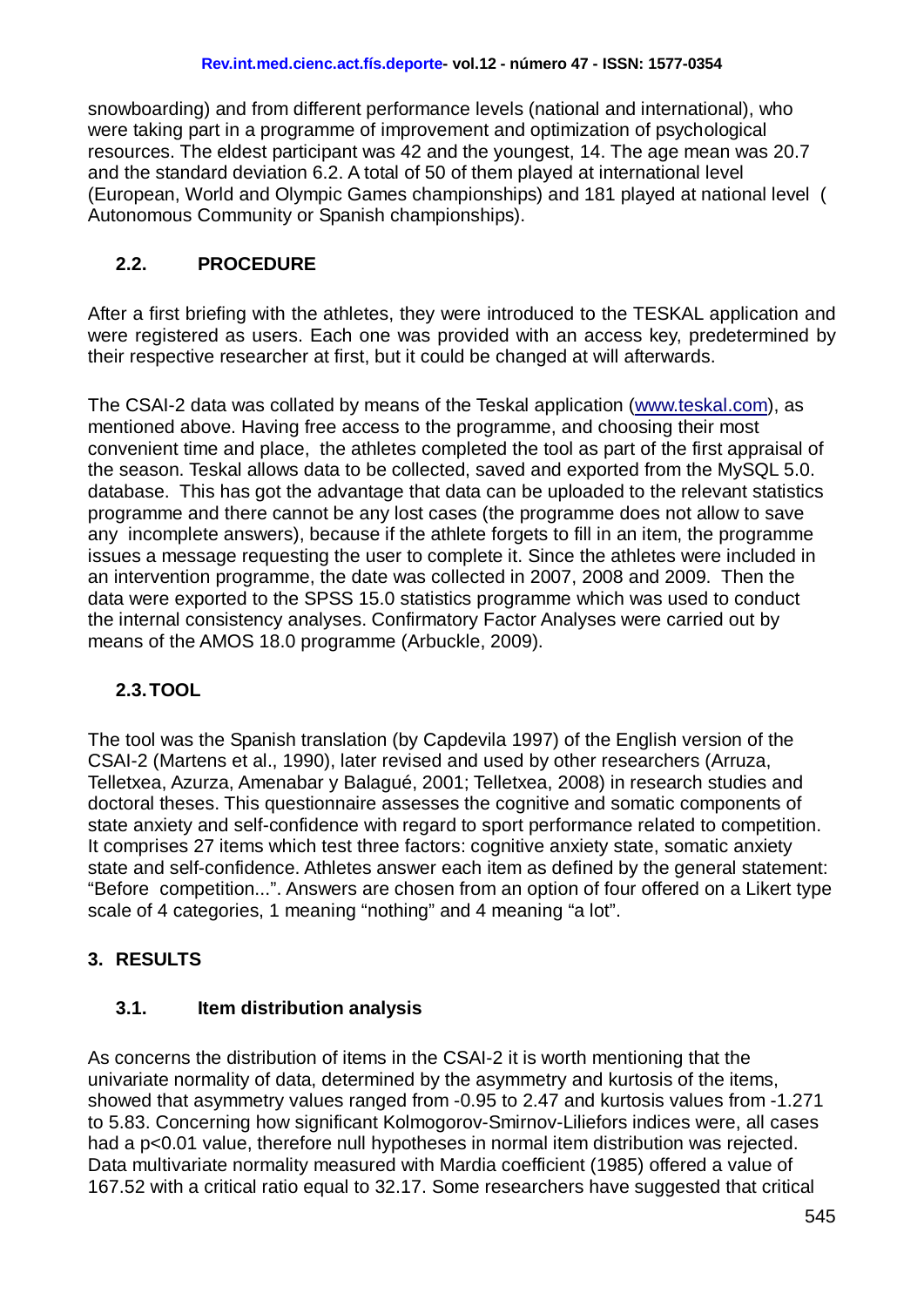snowboarding) and from different performance levels (national and international), who were taking part in a programme of improvement and optimization of psychological resources. The eldest participant was 42 and the youngest, 14. The age mean was 20.7 and the standard deviation 6.2. A total of 50 of them played at international level (European, World and Olympic Games championships) and 181 played at national level ( Autonomous Community or Spanish championships).

### 2.2. PROCEDURE

After a first briefing with the athletes, they were introduced to the TESKAL application and were registered as users. Each one was provided with an access key, predetermined by their respective researcher at first, but it could be changed at will afterwards.

The CSAI-2 data was collated by means of the Teskal application (www.teskal.com), as mentioned above. Having free access to the programme, and choosing their most convenient time and place, the athletes completed the tool as part of the first appraisal of the season. Teskal allows data to be collected, saved and exported from the MySQL 5.0. database. This has got the advantage that data can be uploaded to the relevant statistics programme and there cannot be any lost cases (the programme does not allow to save any incomplete answers), because if the athlete forgets to fill in an item, the programme issues a message requesting the user to complete it. Since the athletes were included in an intervention programme, the date was collected in 2007, 2008 and 2009. Then the data were exported to the SPSS 15.0 statistics programme which was used to conduct the internal consistency analyses. Confirmatory Factor Analyses were carried out by means of the AMOS 18.0 programme (Arbuckle, 2009).

### 2.3. TOOL

The tool was the Spanish translation (by Capdevila 1997) of the English version of the CSAI-2 (Martens et al., 1990), later revised and used by other researchers (Arruza, Telletxea, Azurza, Amenabar y Balagué, 2001; Telletxea, 2008) in research studies and doctoral theses. This questionnaire assesses the cognitive and somatic components of state anxiety and self-confidence with regard to sport performance related to competition. It comprises 27 items which test three factors: cognitive anxiety state, somatic anxiety state and self-confidence. Athletes answer each item as defined by the general statement: "Before competition...". Answers are chosen from an option of four offered on a Likert type scale of 4 categories, 1 meaning "nothing" and 4 meaning "a lot".

## 3. RESULTS

### 3.1. Item distribution analysis

As concerns the distribution of items in the CSAI-2 it is worth mentioning that the univariate normality of data, determined by the asymmetry and kurtosis of the items, showed that asymmetry values ranged from -0.95 to 2.47 and kurtosis values from -1.271 to 5.83. Concerning how significant Kolmogorov-Smirnov-Liliefors indices were, all cases had a $p<0.01$ value, therefore null hypotheses in normal item distribution was rejected. Data multivariate normality measured with Mardia coefficient (1985) offered a value of 167.52 with a critical ratio equal to 32.17. Some researchers have suggested that critical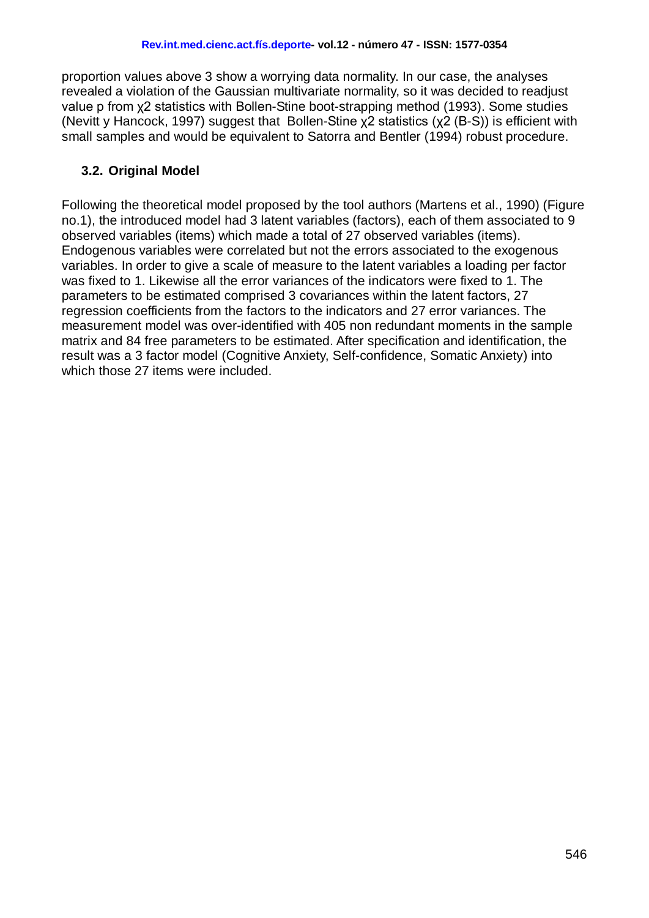proportion values above 3 show a worrying data normality. In our case, the analyses revealed a violation of the Gaussian multivariate normality, so it was decided to readjust value p from $\chi2$ statistics with Bollen-Stine boot-strapping method (1993). Some studies (Nevitt y Hancock, 1997) suggest that Bollen-Stine $\chi2$ statistics ($\chi2$ (B-S)) is efficient with small samples and would be equivalent to Satorra and Bentler (1994) robust procedure.

### 3.2. Original Model

Following the theoretical model proposed by the tool authors (Martens et al., 1990) (Figure no.1), the introduced model had 3 latent variables (factors), each of them associated to 9 observed variables (items) which made a total of 27 observed variables (items). Endogenous variables were correlated but not the errors associated to the exogenous variables. In order to give a scale of measure to the latent variables a loading per factor was fixed to 1. Likewise all the error variances of the indicators were fixed to 1. The parameters to be estimated comprised 3 covariances within the latent factors, 27 regression coefficients from the factors to the indicators and 27 error variances. The measurement model was over-identified with 405 non redundant moments in the sample matrix and 84 free parameters to be estimated. After specification and identification, the result was a 3 factor model (Cognitive Anxiety, Self-confidence, Somatic Anxiety) into which those 27 items were included.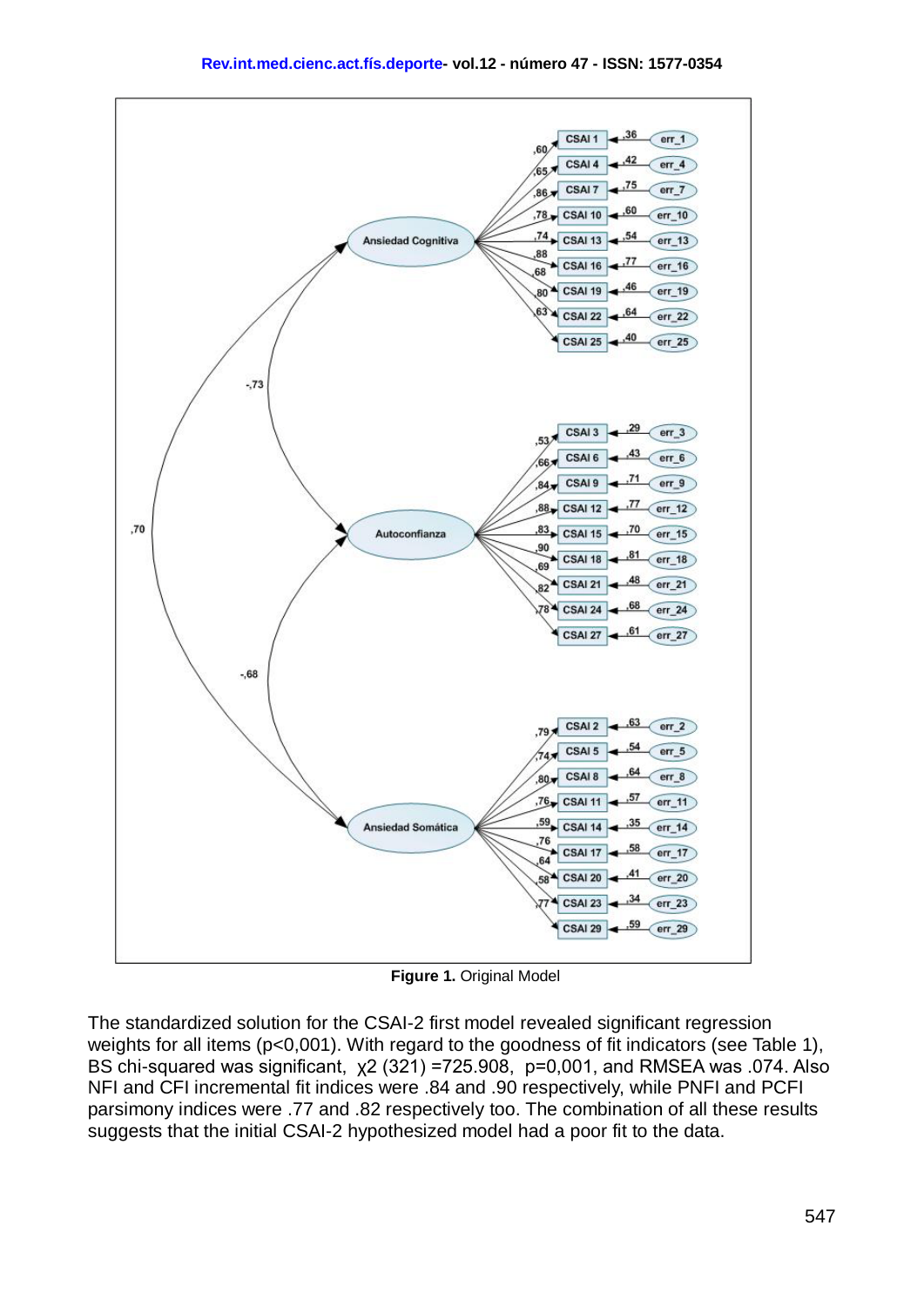**Figure 1.** Original Model

The standardized solution for the CSAI-2 first model revealed significant regression weights for all items (p<0,001). With regard to the goodness of fit indicators (see Table 1), BS chi-squared was significant, $\chi2$ (321) =725.908, p=0,001, and RMSEA was .074. Also NFI and CFI incremental fit indices were .84 and .90 respectively, while PNFI and PCFI parsimony indices were .77 and .82 respectively too. The combination of all these results suggests that the initial CSAI-2 hypothesized model had a poor fit to the data.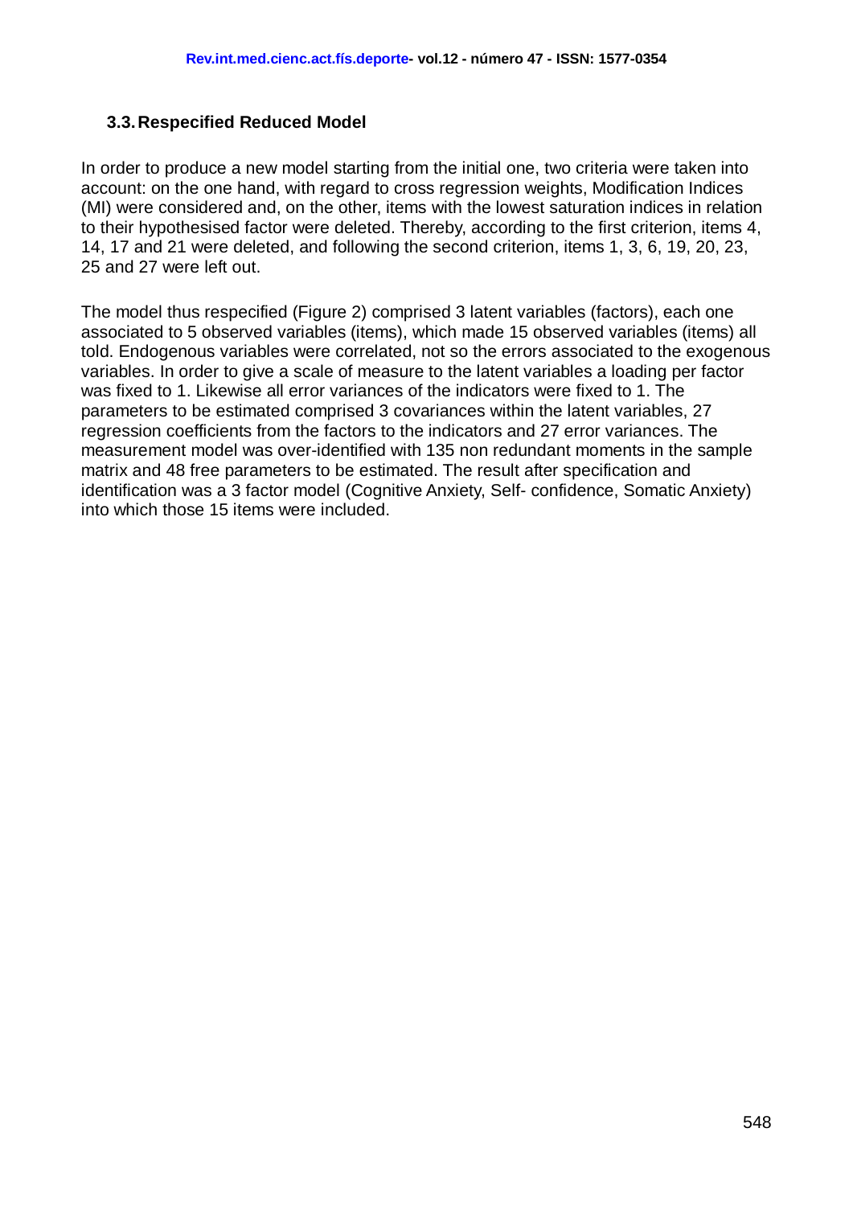### 3.3. Respecified Reduced Model

In order to produce a new model starting from the initial one, two criteria were taken into account: on the one hand, with regard to cross regression weights, Modification Indices (MI) were considered and, on the other, items with the lowest saturation indices in relation to their hypothesised factor were deleted. Thereby, according to the first criterion, items 4, 14, 17 and 21 were deleted, and following the second criterion, items 1, 3, 6, 19, 20, 23, 25 and 27 were left out.

The model thus respecified (Figure 2) comprised 3 latent variables (factors), each one associated to 5 observed variables (items), which made 15 observed variables (items) all told. Endogenous variables were correlated, not so the errors associated to the exogenous variables. In order to give a scale of measure to the latent variables a loading per factor was fixed to 1. Likewise all error variances of the indicators were fixed to 1. The parameters to be estimated comprised 3 covariances within the latent variables, 27 regression coefficients from the factors to the indicators and 27 error variances. The measurement model was over-identified with 135 non redundant moments in the sample matrix and 48 free parameters to be estimated. The result after specification and identification was a 3 factor model (Cognitive Anxiety, Self- confidence, Somatic Anxiety) into which those 15 items were included.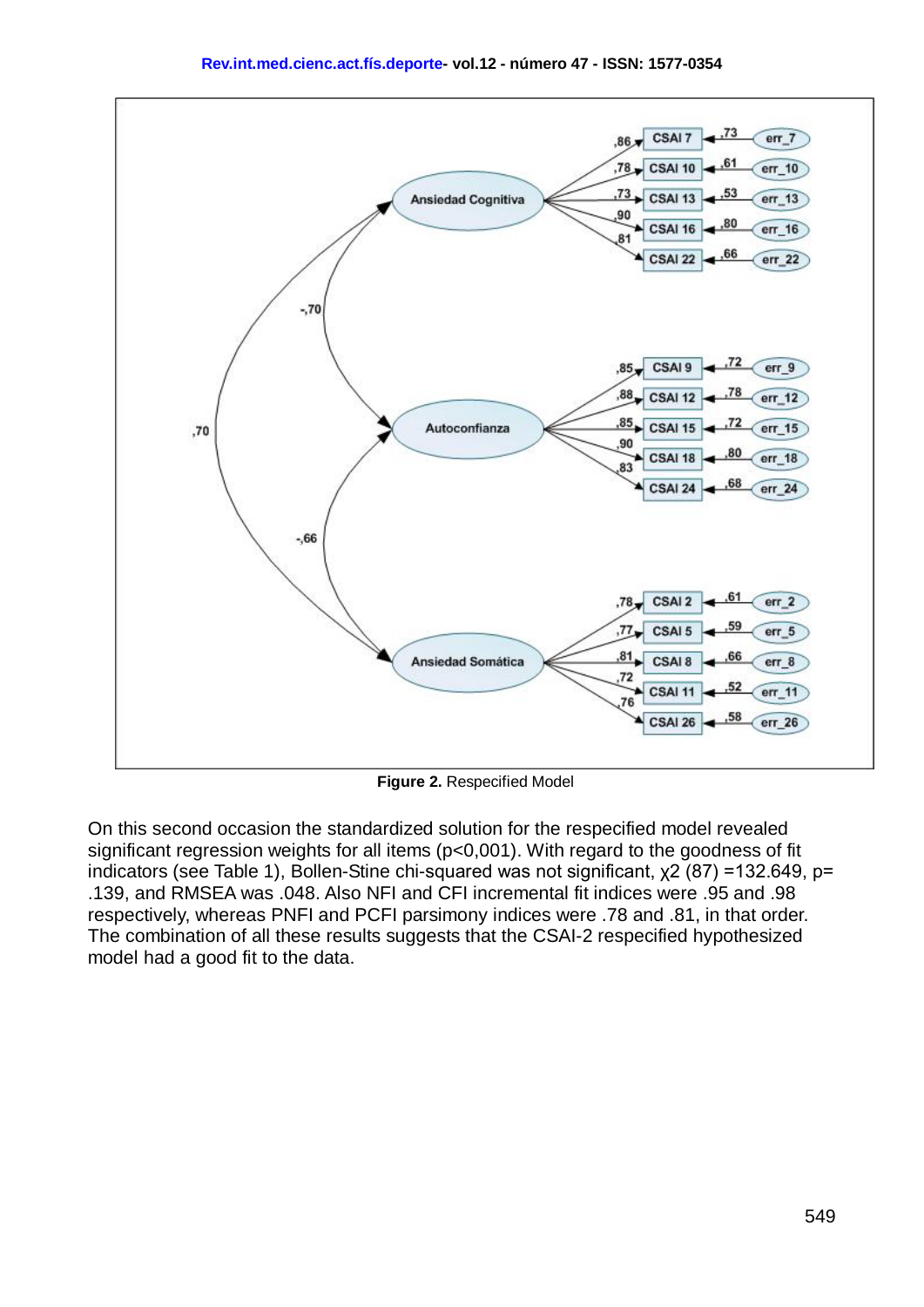**Figure 2.** Respecified Model

On this second occasion the standardized solution for the respecified model revealed significant regression weights for all items ($p<0,001$). With regard to the goodness of fit indicators (see Table 1), Bollen-Stine chi-squared was not significant, $\chi2$ (87) =132.649, p= .139, and RMSEA was .048. Also NFI and CFI incremental fit indices were .95 and .98 respectively, whereas PNFI and PCFI parsimony indices were .78 and .81, in that order. The combination of all these results suggests that the CSAI-2 respecified hypothesized model had a good fit to the data.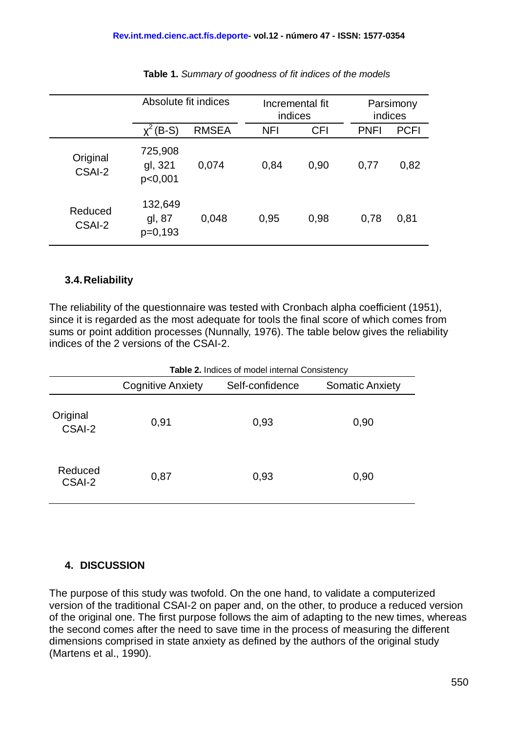**Table 1.** *Summary of goodness of fit indices of the models*

| | Absolute fit indices | | Incremental fit indices | | Parsimony indices | |
|---|---|---|---|---|---|---|
| | $\chi^2$ (B-S) | RMSEA | NFI | CFI | PNFI | PCFI |
| Original CSAI-2 | 725,908 gl, 321 p<0,001 | 0,074 | 0,84 | 0,90 | 0,77 | 0,82 |
| Reduced CSAI-2 | 132,649 gl, 87 p=0,193 | 0,048 | 0,95 | 0,98 | 0,78 | 0,81 |

### 3.4. Reliability

The reliability of the questionnaire was tested with Cronbach alpha coefficient (1951), since it is regarded as the most adequate for tools the final score of which comes from sums or point addition processes (Nunnally, 1976). The table below gives the reliability indices of the 2 versions of the CSAI-2.

**Table 2.** Indices of model internal Consistency

| | Cognitive Anxiety | Self-confidence | Somatic Anxiety |
|---|---|---|---|
| Original CSAI-2 | 0,91 | 0,93 | 0,90 |
| Reduced CSAI-2 | 0,87 | 0,93 | 0,90 |

## 4. DISCUSSION

The purpose of this study was twofold. On the one hand, to validate a computerized version of the traditional CSAI-2 on paper and, on the other, to produce a reduced version of the original one. The first purpose follows the aim of adapting to the new times, whereas the second comes after the need to save time in the process of measuring the different dimensions comprised in state anxiety as defined by the authors of the original study (Martens et al., 1990).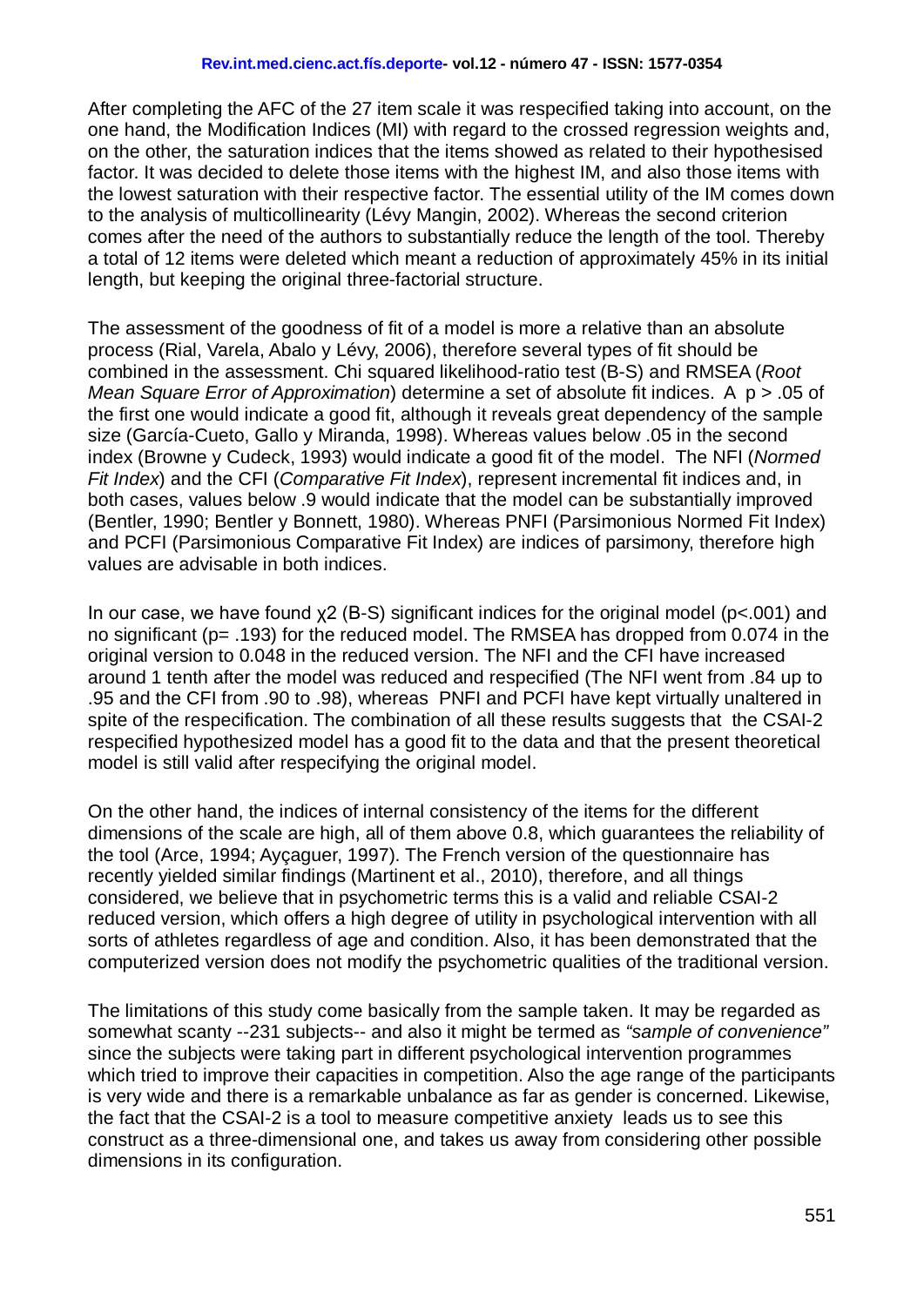After completing the AFC of the 27 item scale it was respecified taking into account, on the one hand, the Modification Indices (MI) with regard to the crossed regression weights and, on the other, the saturation indices that the items showed as related to their hypothesised factor. It was decided to delete those items with the highest IM, and also those items with the lowest saturation with their respective factor. The essential utility of the IM comes down to the analysis of multicollinearity (Lévy Mangin, 2002). Whereas the second criterion comes after the need of the authors to substantially reduce the length of the tool. Thereby a total of 12 items were deleted which meant a reduction of approximately 45% in its initial length, but keeping the original three-factorial structure.

The assessment of the goodness of fit of a model is more a relative than an absolute process (Rial, Varela, Abalo y Lévy, 2006), therefore several types of fit should be combined in the assessment. Chi squared likelihood-ratio test (B-S) and RMSEA (*Root Mean Square Error of Approximation*) determine a set of absolute fit indices. A $p > .05$ of the first one would indicate a good fit, although it reveals great dependency of the sample size (García-Cueto, Gallo y Miranda, 1998). Whereas values below .05 in the second index (Browne y Cudeck, 1993) would indicate a good fit of the model. The NFI (*Normed Fit Index*) and the CFI (*Comparative Fit Index*), represent incremental fit indices and, in both cases, values below .9 would indicate that the model can be substantially improved (Bentler, 1990; Bentler y Bonnett, 1980). Whereas PNFI (Parsimonious Normed Fit Index) and PCFI (Parsimonious Comparative Fit Index) are indices of parsimony, therefore high values are advisable in both indices.

In our case, we have found $\chi^2$ (B-S) significant indices for the original model ($p<.001$) and no significant ($p= .193$) for the reduced model. The RMSEA has dropped from 0.074 in the original version to 0.048 in the reduced version. The NFI and the CFI have increased around 1 tenth after the model was reduced and respecified (The NFI went from .84 up to .95 and the CFI from .90 to .98), whereas PNFI and PCFI have kept virtually unaltered in spite of the respecification. The combination of all these results suggests that the CSAI-2 respecified hypothesized model has a good fit to the data and that the present theoretical model is still valid after respecifying the original model.

On the other hand, the indices of internal consistency of the items for the different dimensions of the scale are high, all of them above 0.8, which guarantees the reliability of the tool (Arce, 1994; Ayçaguer, 1997). The French version of the questionnaire has recently yielded similar findings (Martinent et al., 2010), therefore, and all things considered, we believe that in psychometric terms this is a valid and reliable CSAI-2 reduced version, which offers a high degree of utility in psychological intervention with all sorts of athletes regardless of age and condition. Also, it has been demonstrated that the computerized version does not modify the psychometric qualities of the traditional version.

The limitations of this study come basically from the sample taken. It may be regarded as somewhat scanty --231 subjects-- and also it might be termed as *"sample of convenience"* since the subjects were taking part in different psychological intervention programmes which tried to improve their capacities in competition. Also the age range of the participants is very wide and there is a remarkable unbalance as far as gender is concerned. Likewise, the fact that the CSAI-2 is a tool to measure competitive anxiety leads us to see this construct as a three-dimensional one, and takes us away from considering other possible dimensions in its configuration.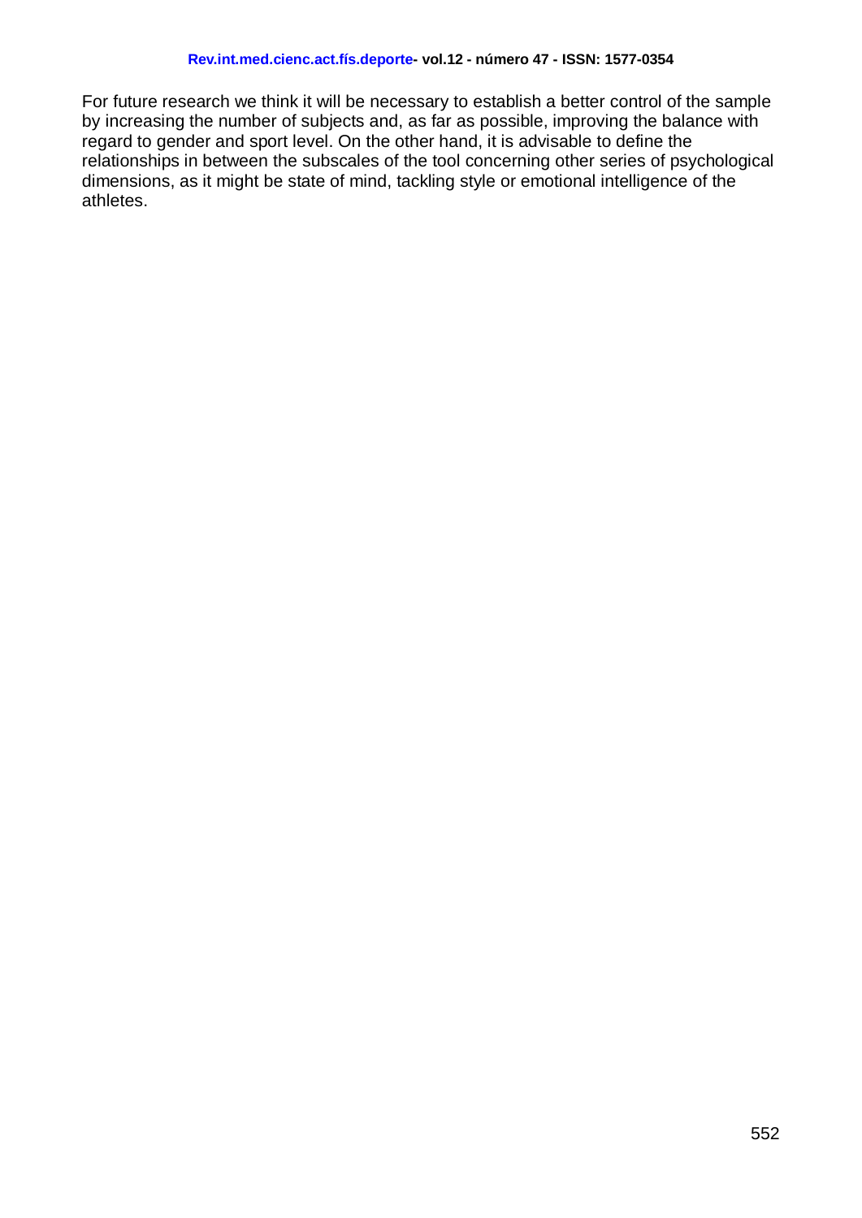For future research we think it will be necessary to establish a better control of the sample by increasing the number of subjects and, as far as possible, improving the balance with regard to gender and sport level. On the other hand, it is advisable to define the relationships in between the subscales of the tool concerning other series of psychological dimensions, as it might be state of mind, tackling style or emotional intelligence of the athletes.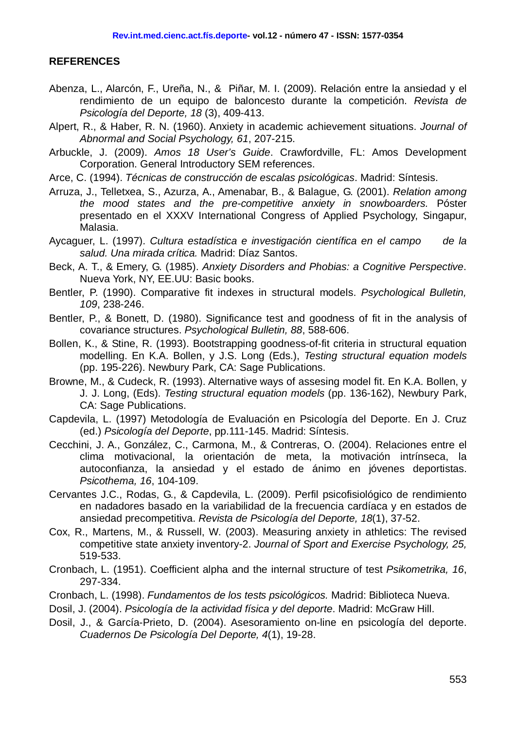## REFERENCES

Abenza, L., Alarcón, F., Ureña, N., & Piñar, M. I. (2009). Relación entre la ansiedad y el rendimiento de un equipo de baloncesto durante la competición. *Revista de Psicología del Deporte, 18* (3), 409-413.

Alpert, R., & Haber, R. N. (1960). Anxiety in academic achievement situations. *Journal of Abnormal and Social Psychology, 61*, 207-215.

Arbuckle, J. (2009). *Amos 18 User's Guide*. Crawfordville, FL: Amos Development Corporation. General Introductory SEM references.

Arce, C. (1994). *Técnicas de construcción de escalas psicológicas*. Madrid: Síntesis.

Arruza, J., Telletxea, S., Azurza, A., Amenabar, B., & Balague, G. (2001). *Relation among the mood states and the pre-competitive anxiety in snowboarders.* Póster presentado en el XXXV International Congress of Applied Psychology, Singapur, Malasia.

Aycaguer, L. (1997). *Cultura estadística e investigación científica en el campo de la salud. Una mirada crítica.* Madrid: Díaz Santos.

Beck, A. T., & Emery, G. (1985). *Anxiety Disorders and Phobias: a Cognitive Perspective*. Nueva York, NY, EE.UU: Basic books.

Bentler, P. (1990). Comparative fit indexes in structural models. *Psychological Bulletin, 109*, 238-246.

Bentler, P., & Bonett, D. (1980). Significance test and goodness of fit in the analysis of covariance structures. *Psychological Bulletin, 88*, 588-606.

Bollen, K., & Stine, R. (1993). Bootstrapping goodness-of-fit criteria in structural equation modelling. En K.A. Bollen, y J.S. Long (Eds.), *Testing structural equation models* (pp. 195-226). Newbury Park, CA: Sage Publications.

Browne, M., & Cudeck, R. (1993). Alternative ways of assesing model fit. En K.A. Bollen, y J. J. Long, (Eds). *Testing structural equation models* (pp. 136-162), Newbury Park, CA: Sage Publications.

Capdevila, L. (1997) Metodología de Evaluación en Psicología del Deporte. En J. Cruz (ed.) *Psicología del Deporte*, pp.111-145. Madrid: Síntesis.

Cecchini, J. A., González, C., Carmona, M., & Contreras, O. (2004). Relaciones entre el clima motivacional, la orientación de meta, la motivación intrínseca, la autoconfianza, la ansiedad y el estado de ánimo en jóvenes deportistas. *Psicothema, 16*, 104-109.

Cervantes J.C., Rodas, G., & Capdevila, L. (2009). Perfil psicofisiológico de rendimiento en nadadores basado en la variabilidad de la frecuencia cardíaca y en estados de ansiedad precompetitiva. *Revista de Psicología del Deporte, 18*(1), 37-52.

Cox, R., Martens, M., & Russell, W. (2003). Measuring anxiety in athletics: The revised competitive state anxiety inventory-2. *Journal of Sport and Exercise Psychology, 25,* 519-533.

Cronbach, L. (1951). Coefficient alpha and the internal structure of test *Psikometrika, 16*, 297-334.

Cronbach, L. (1998). *Fundamentos de los tests psicológicos.* Madrid: Biblioteca Nueva.

Dosil, J. (2004). *Psicología de la actividad física y del deporte*. Madrid: McGraw Hill.

Dosil, J., & García-Prieto, D. (2004). Asesoramiento on-line en psicología del deporte. *Cuadernos De Psicología Del Deporte, 4*(1), 19-28.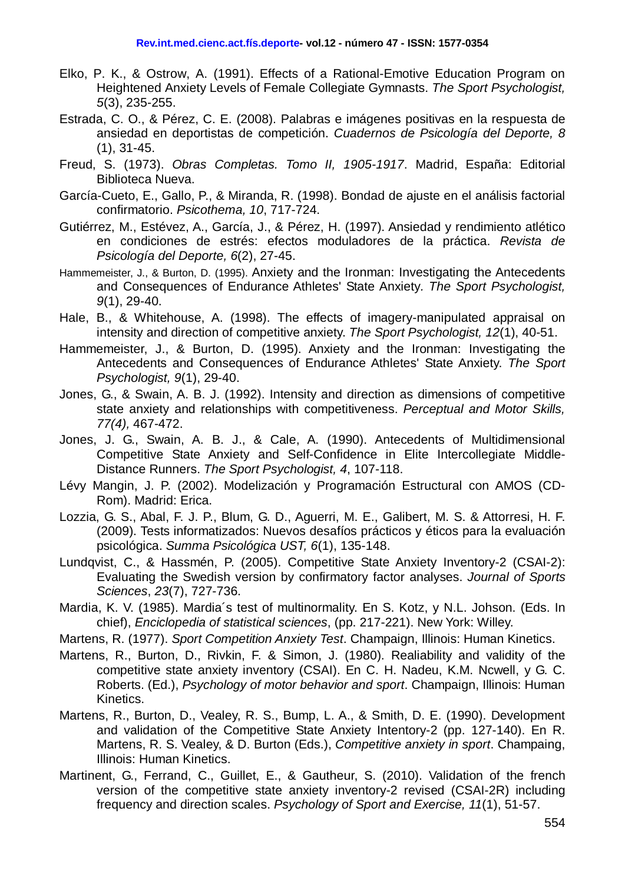Elko, P. K., & Ostrow, A. (1991). Effects of a Rational-Emotive Education Program on Heightened Anxiety Levels of Female Collegiate Gymnasts. *The Sport Psychologist, 5*(3), 235-255.

Estrada, C. O., & Pérez, C. E. (2008). Palabras e imágenes positivas en la respuesta de ansiedad en deportistas de competición. *Cuadernos de Psicología del Deporte, 8* (1), 31-45.

Freud, S. (1973). *Obras Completas. Tomo II, 1905-1917*. Madrid, España: Editorial Biblioteca Nueva.

García-Cueto, E., Gallo, P., & Miranda, R. (1998). Bondad de ajuste en el análisis factorial confirmatorio. *Psicothema, 10*, 717-724.

Gutiérrez, M., Estévez, A., García, J., & Pérez, H. (1997). Ansiedad y rendimiento atlético en condiciones de estrés: efectos moduladores de la práctica. *Revista de Psicología del Deporte, 6*(2), 27-45.

Hammemeister, J., & Burton, D. (1995). Anxiety and the Ironman: Investigating the Antecedents and Consequences of Endurance Athletes' State Anxiety. *The Sport Psychologist, 9*(1), 29-40.

Hale, B., & Whitehouse, A. (1998). The effects of imagery-manipulated appraisal on intensity and direction of competitive anxiety. *The Sport Psychologist, 12*(1), 40-51.

Hammemeister, J., & Burton, D. (1995). Anxiety and the Ironman: Investigating the Antecedents and Consequences of Endurance Athletes' State Anxiety. *The Sport Psychologist, 9*(1), 29-40.

Jones, G., & Swain, A. B. J. (1992). Intensity and direction as dimensions of competitive state anxiety and relationships with competitiveness. *Perceptual and Motor Skills, 77(4),* 467-472.

Jones, J. G., Swain, A. B. J., & Cale, A. (1990). Antecedents of Multidimensional Competitive State Anxiety and Self-Confidence in Elite Intercollegiate Middle-Distance Runners. *The Sport Psychologist, 4*, 107-118.

Lévy Mangin, J. P. (2002). Modelización y Programación Estructural con AMOS (CD-Rom). Madrid: Erica.

Lozzia, G. S., Abal, F. J. P., Blum, G. D., Aguerri, M. E., Galibert, M. S. & Attorresi, H. F. (2009). Tests informatizados: Nuevos desafíos prácticos y éticos para la evaluación psicológica. *Summa Psicológica UST, 6*(1), 135-148.

Lundqvist, C., & Hassmén, P. (2005). Competitive State Anxiety Inventory-2 (CSAI-2): Evaluating the Swedish version by confirmatory factor analyses. *Journal of Sports Sciences*, *23*(7), 727-736.

Mardia, K. V. (1985). Mardia´s test of multinormality. En S. Kotz, y N.L. Johson. (Eds. In chief), *Enciclopedia of statistical sciences*, (pp. 217-221). New York: Willey.

Martens, R. (1977). *Sport Competition Anxiety Test*. Champaign, Illinois: Human Kinetics.

Martens, R., Burton, D., Rivkin, F. & Simon, J. (1980). Realiability and validity of the competitive state anxiety inventory (CSAI). En C. H. Nadeu, K.M. Ncwell, y G. C. Roberts. (Ed.), *Psychology of motor behavior and sport*. Champaign, Illinois: Human Kinetics.

Martens, R., Burton, D., Vealey, R. S., Bump, L. A., & Smith, D. E. (1990). Development and validation of the Competitive State Anxiety Intentory-2 (pp. 127-140). En R. Martens, R. S. Vealey, & D. Burton (Eds.), *Competitive anxiety in sport*. Champaing, Illinois: Human Kinetics.

Martinent, G., Ferrand, C., Guillet, E., & Gautheur, S. (2010). Validation of the french version of the competitive state anxiety inventory-2 revised (CSAI-2R) including frequency and direction scales. *Psychology of Sport and Exercise, 11*(1), 51-57.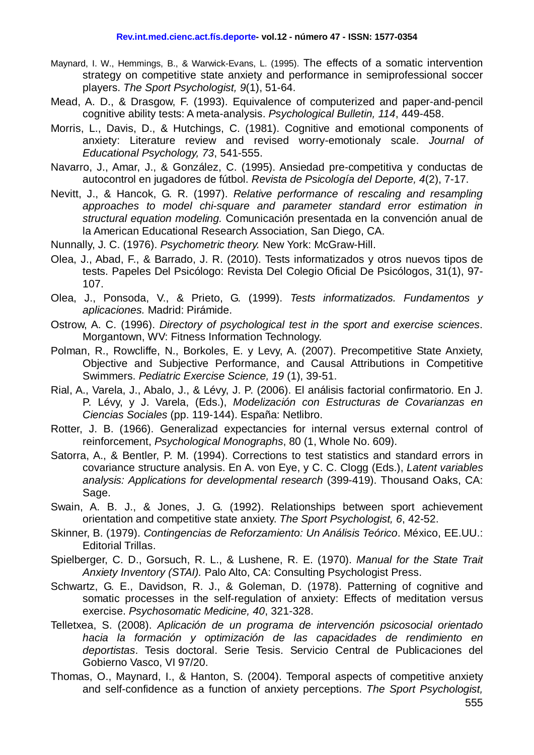Maynard, I. W., Hemmings, B., & Warwick-Evans, L. (1995). The effects of a somatic intervention strategy on competitive state anxiety and performance in semiprofessional soccer players. *The Sport Psychologist, 9*(1), 51-64.

Mead, A. D., & Drasgow, F. (1993). Equivalence of computerized and paper-and-pencil cognitive ability tests: A meta-analysis. *Psychological Bulletin, 114*, 449-458.

Morris, L., Davis, D., & Hutchings, C. (1981). Cognitive and emotional components of anxiety: Literature review and revised worry-emotionaly scale. *Journal of Educational Psychology, 73*, 541-555.

Navarro, J., Amar, J., & González, C. (1995). Ansiedad pre-competitiva y conductas de autocontrol en jugadores de fútbol. *Revista de Psicología del Deporte, 4*(2), 7-17.

Nevitt, J., & Hancok, G. R. (1997). *Relative performance of rescaling and resampling approaches to model chi-square and parameter standard error estimation in structural equation modeling.* Comunicación presentada en la convención anual de la American Educational Research Association, San Diego, CA.

Nunnally, J. C. (1976). *Psychometric theory.* New York: McGraw-Hill.

Olea, J., Abad, F., & Barrado, J. R. (2010). Tests informatizados y otros nuevos tipos de tests. Papeles Del Psicólogo: Revista Del Colegio Oficial De Psicólogos, 31(1), 97-107.

Olea, J., Ponsoda, V., & Prieto, G. (1999). *Tests informatizados. Fundamentos y aplicaciones.* Madrid: Pirámide.

Ostrow, A. C. (1996). *Directory of psychological test in the sport and exercise sciences*. Morgantown, WV: Fitness Information Technology.

Polman, R., Rowcliffe, N., Borkoles, E. y Levy, A. (2007). Precompetitive State Anxiety, Objective and Subjective Performance, and Causal Attributions in Competitive Swimmers. *Pediatric Exercise Science, 19* (1), 39-51.

Rial, A., Varela, J., Abalo, J., & Lévy, J. P. (2006). El análisis factorial confirmatorio. En J. P. Lévy, y J. Varela, (Eds.), *Modelización con Estructuras de Covarianzas en Ciencias Sociales* (pp. 119-144). España: Netlibro.

Rotter, J. B. (1966). Generalizad expectancies for internal versus external control of reinforcement, *Psychological Monographs*, 80 (1, Whole No. 609).

Satorra, A., & Bentler, P. M. (1994). Corrections to test statistics and standard errors in covariance structure analysis. En A. von Eye, y C. C. Clogg (Eds.), *Latent variables analysis: Applications for developmental research* (399-419). Thousand Oaks, CA: Sage.

Swain, A. B. J., & Jones, J. G. (1992). Relationships between sport achievement orientation and competitive state anxiety. *The Sport Psychologist, 6*, 42-52.

Skinner, B. (1979). *Contingencias de Reforzamiento: Un Análisis Teórico*. México, EE.UU.: Editorial Trillas.

Spielberger, C. D., Gorsuch, R. L., & Lushene, R. E. (1970). *Manual for the State Trait Anxiety Inventory (STAI).* Palo Alto, CA: Consulting Psychologist Press.

Schwartz, G. E., Davidson, R. J., & Goleman, D. (1978). Patterning of cognitive and somatic processes in the self-regulation of anxiety: Effects of meditation versus exercise. *Psychosomatic Medicine, 40*, 321-328.

Telletxea, S. (2008). *Aplicación de un programa de intervención psicosocial orientado hacia la formación y optimización de las capacidades de rendimiento en deportistas*. Tesis doctoral. Serie Tesis. Servicio Central de Publicaciones del Gobierno Vasco, VI 97/20.

Thomas, O., Maynard, I., & Hanton, S. (2004). Temporal aspects of competitive anxiety and self-confidence as a function of anxiety perceptions. *The Sport Psychologist,*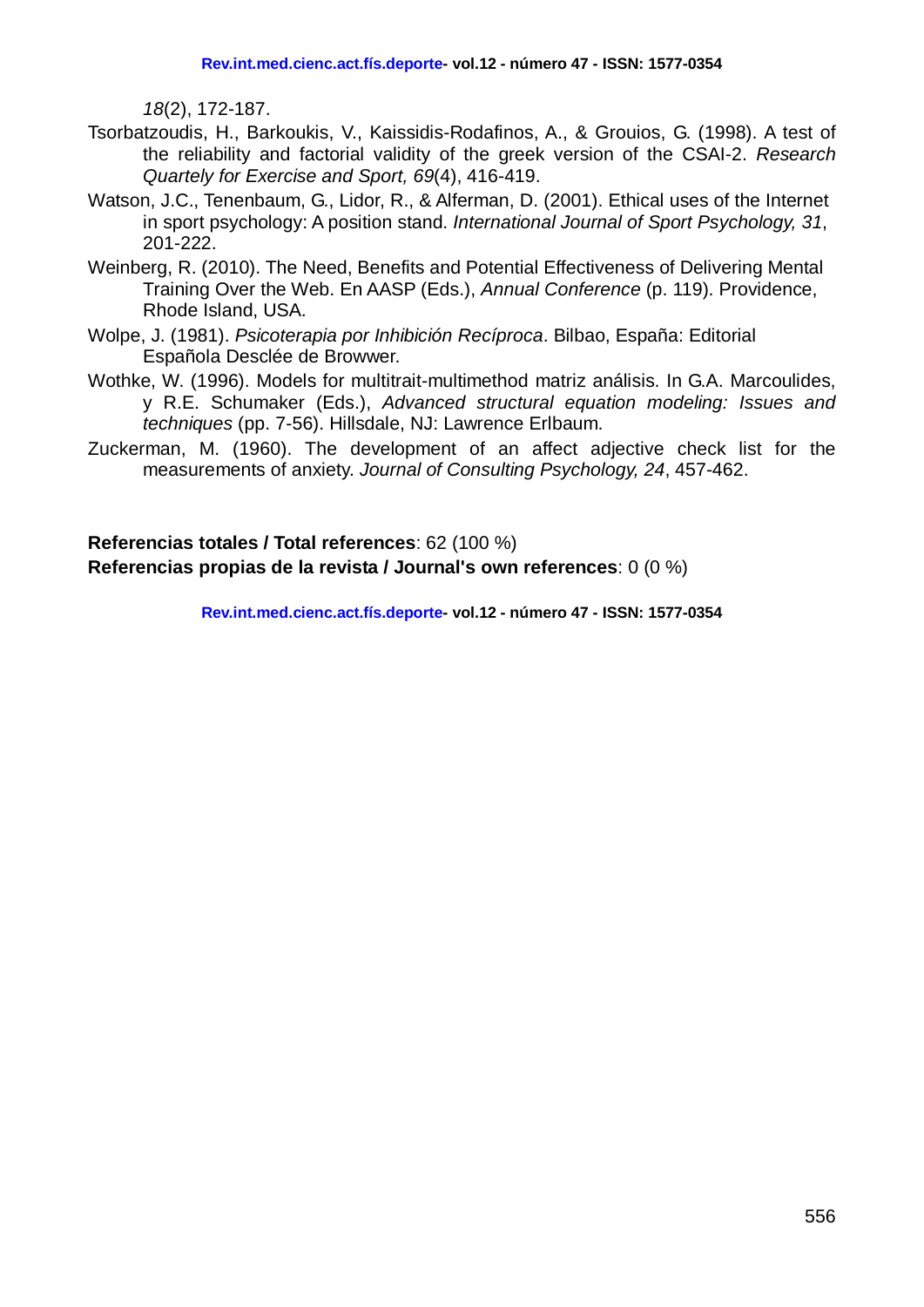*18*(2), 172-187.

Tsorbatzoudis, H., Barkoukis, V., Kaissidis-Rodafinos, A., & Grouios, G. (1998). A test of the reliability and factorial validity of the greek version of the CSAI-2. *Research Quartely for Exercise and Sport, 69*(4), 416-419.

Watson, J.C., Tenenbaum, G., Lidor, R., & Alferman, D. (2001). Ethical uses of the Internet in sport psychology: A position stand. *International Journal of Sport Psychology, 31*, 201-222.

Weinberg, R. (2010). The Need, Benefits and Potential Effectiveness of Delivering Mental Training Over the Web. En AASP (Eds.), *Annual Conference* (p. 119). Providence, Rhode Island, USA.

Wolpe, J. (1981). *Psicoterapia por Inhibición Recíproca*. Bilbao, España: Editorial Española Desclée de Browwer.

Wothke, W. (1996). Models for multitrait-multimethod matriz análisis. In G.A. Marcoulides, y R.E. Schumaker (Eds.), *Advanced structural equation modeling: Issues and techniques* (pp. 7-56). Hillsdale, NJ: Lawrence Erlbaum.

Zuckerman, M. (1960). The development of an affect adjective check list for the measurements of anxiety. *Journal of Consulting Psychology, 24*, 457-462.

**Referencias totales / Total references**: 62 (100 %)

**Referencias propias de la revista / Journal's own references**: 0 (0 %)